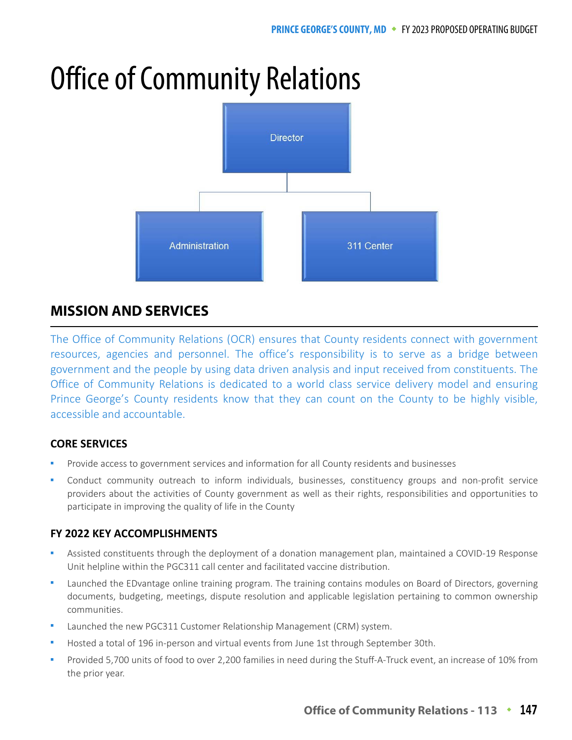# Office of Community Relations

Director

Administration

311 Center

## MISSION AND SERVICES

The Office of Community Relations (OCR) ensures that County residents connect with government resources, agencies and personnel. The office's responsibility is to serve as a bridge between government and the people by using data driven analysis and input received from constituents. The Office of Community Relations is dedicated to a world class service delivery model and ensuring Prince George's County residents know that they can count on the County to be highly visible, accessible and accountable.

### CORE SERVICES

- Provide access to government services and information for all County residents and businesses
- Conduct community outreach to inform individuals, businesses, constituency groups and non-profit service providers about the activities of County government as well as their rights, responsibilities and opportunities to participate in improving the quality of life in the County

### FY 2022 KEY ACCOMPLISHMENTS

- Assisted constituents through the deployment of a donation management plan, maintained a COVID-19 Response Unit helpline within the PGC311 call center and facilitated vaccine distribution.
- Launched the EDvantage online training program. The training contains modules on Board of Directors, governing documents, budgeting, meetings, dispute resolution and applicable legislation pertaining to common ownership communities.
- Launched the new PGC311 Customer Relationship Management (CRM) system.
- Hosted a total of 196 in-person and virtual events from June 1st through September 30th.
- Provided 5,700 units of food to over 2,200 families in need during the Stuff-A-Truck event, an increase of 10% from the prior year.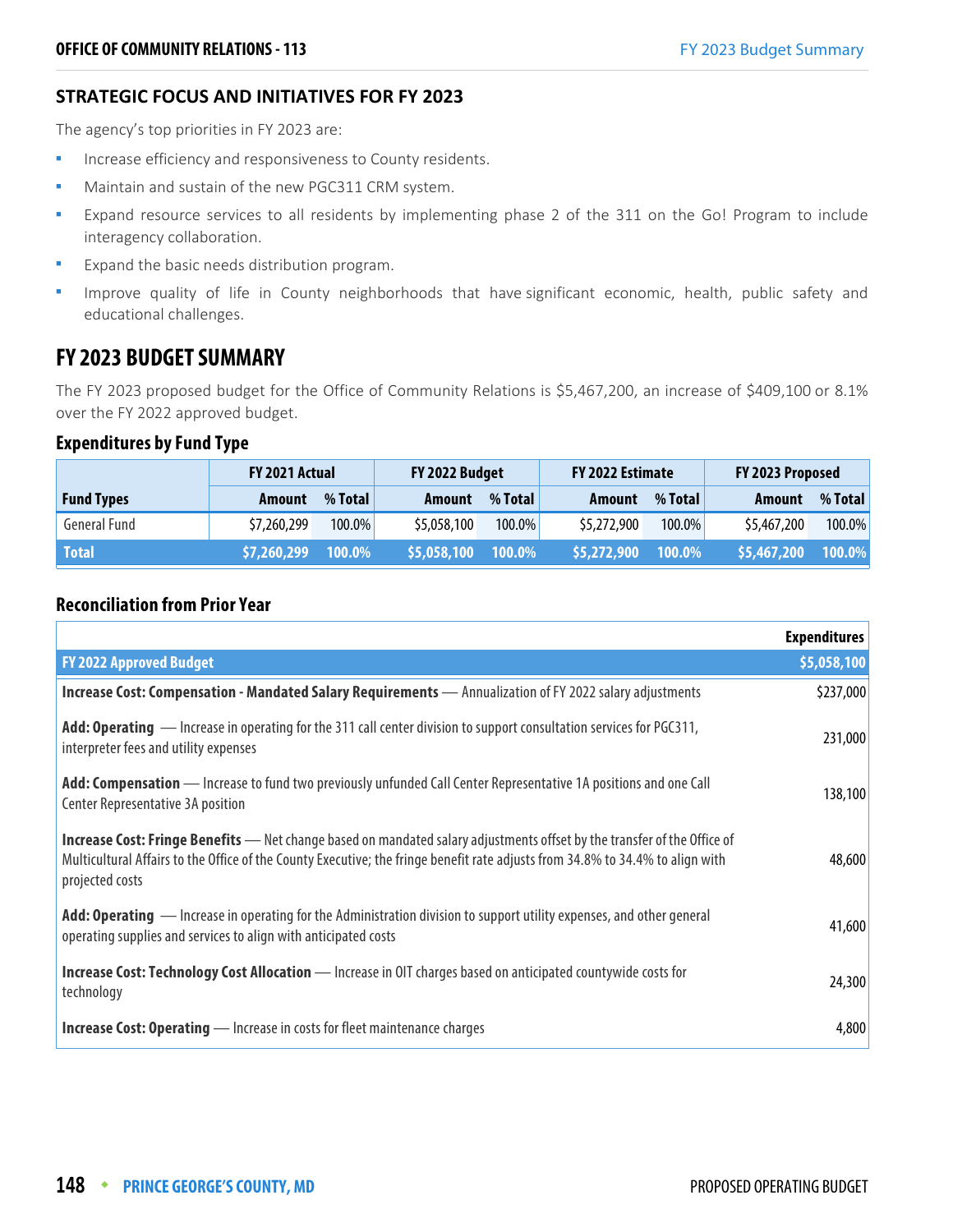## STRATEGIC FOCUS AND INITIATIVES FOR FY 2023

The agency's top priorities in FY 2023 are:

- Increase efficiency and responsiveness to County residents.
- Maintain and sustain of the new PGC311 CRM system.
- Expand resource services to all residents by implementing phase 2 of the 311 on the Go! Program to include interagency collaboration.
- Expand the basic needs distribution program.
- Improve quality of life in County neighborhoods that have significant economic, health, public safety and educational challenges.

# FY 2023 BUDGET SUMMARY

The FY 2023 proposed budget for the Office of Community Relations is $5,467,200, an increase of $409,100 or 8.1% over the FY 2022 approved budget.

### Expenditures by Fund Type

| | FY 2021 Actual | | FY 2022 Budget | | FY 2022 Estimate | | FY 2023 Proposed | |
|---|---|---|---|---|---|---|---|---|
| **Fund Types** | **Amount** | **% Total** | **Amount** | **% Total** | **Amount** | **% Total** | **Amount** | **% Total** |
| General Fund | $7,260,299 | 100.0% | $5,058,100 | 100.0% | $5,272,900 | 100.0% | $5,467,200 | 100.0% |
| **Total** | **$7,260,299** | **100.0%** | **$5,058,100** | **100.0%** | **$5,272,900** | **100.0%** | **$5,467,200** | **100.0%** |

### Reconciliation from Prior Year

| | Expenditures |
|---|---|
| **FY 2022 Approved Budget** | **$5,058,100** |
| **Increase Cost: Compensation - Mandated Salary Requirements** — Annualization of FY 2022 salary adjustments | $237,000 |
| **Add: Operating** — Increase in operating for the 311 call center division to support consultation services for PGC311, interpreter fees and utility expenses | 231,000 |
| **Add: Compensation** — Increase to fund two previously unfunded Call Center Representative 1A positions and one Call Center Representative 3A position | 138,100 |
| **Increase Cost: Fringe Benefits** — Net change based on mandated salary adjustments offset by the transfer of the Office of Multicultural Affairs to the Office of the County Executive; the fringe benefit rate adjusts from 34.8% to 34.4% to align with projected costs | 48,600 |
| **Add: Operating** — Increase in operating for the Administration division to support utility expenses, and other general operating supplies and services to align with anticipated costs | 41,600 |
| **Increase Cost: Technology Cost Allocation** — Increase in OIT charges based on anticipated countywide costs for technology | 24,300 |
| **Increase Cost: Operating** — Increase in costs for fleet maintenance charges | 4,800 |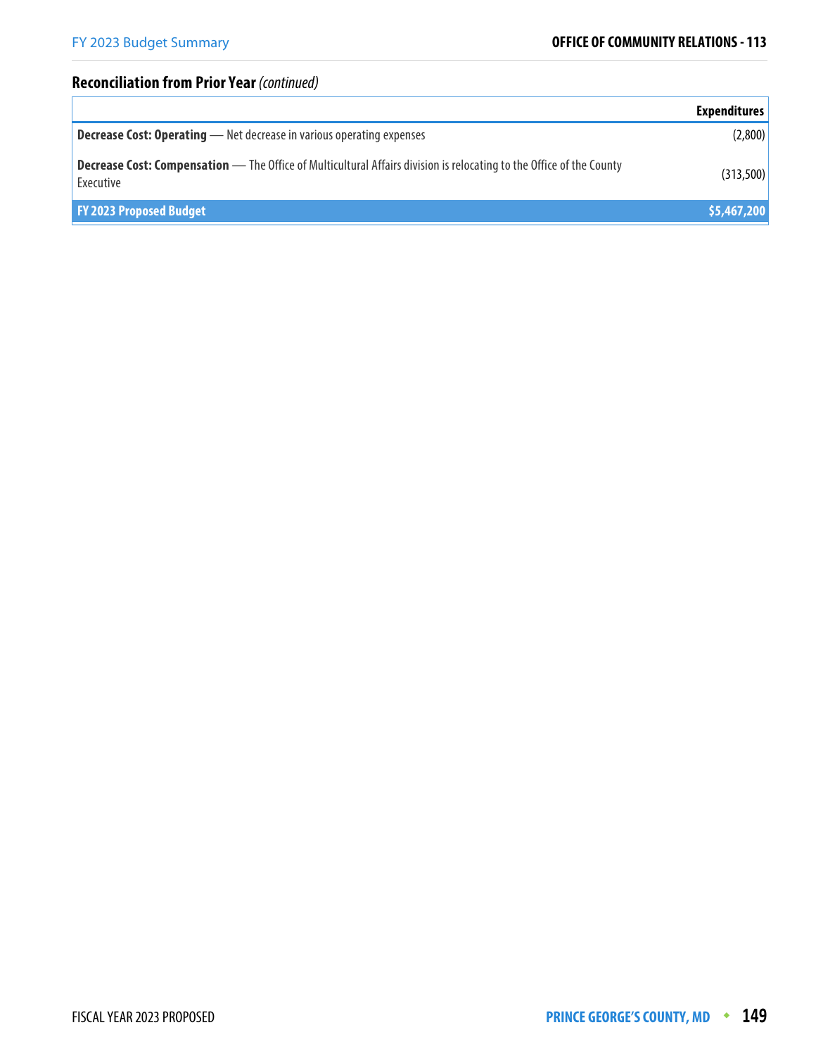## Reconciliation from Prior Year *(continued)*

| | Expenditures |
|---|---|
| **Decrease Cost: Operating** — Net decrease in various operating expenses | (2,800) |
| **Decrease Cost: Compensation** — The Office of Multicultural Affairs division is relocating to the Office of the County Executive | (313,500) |
| **FY 2023 Proposed Budget** | **$5,467,200** |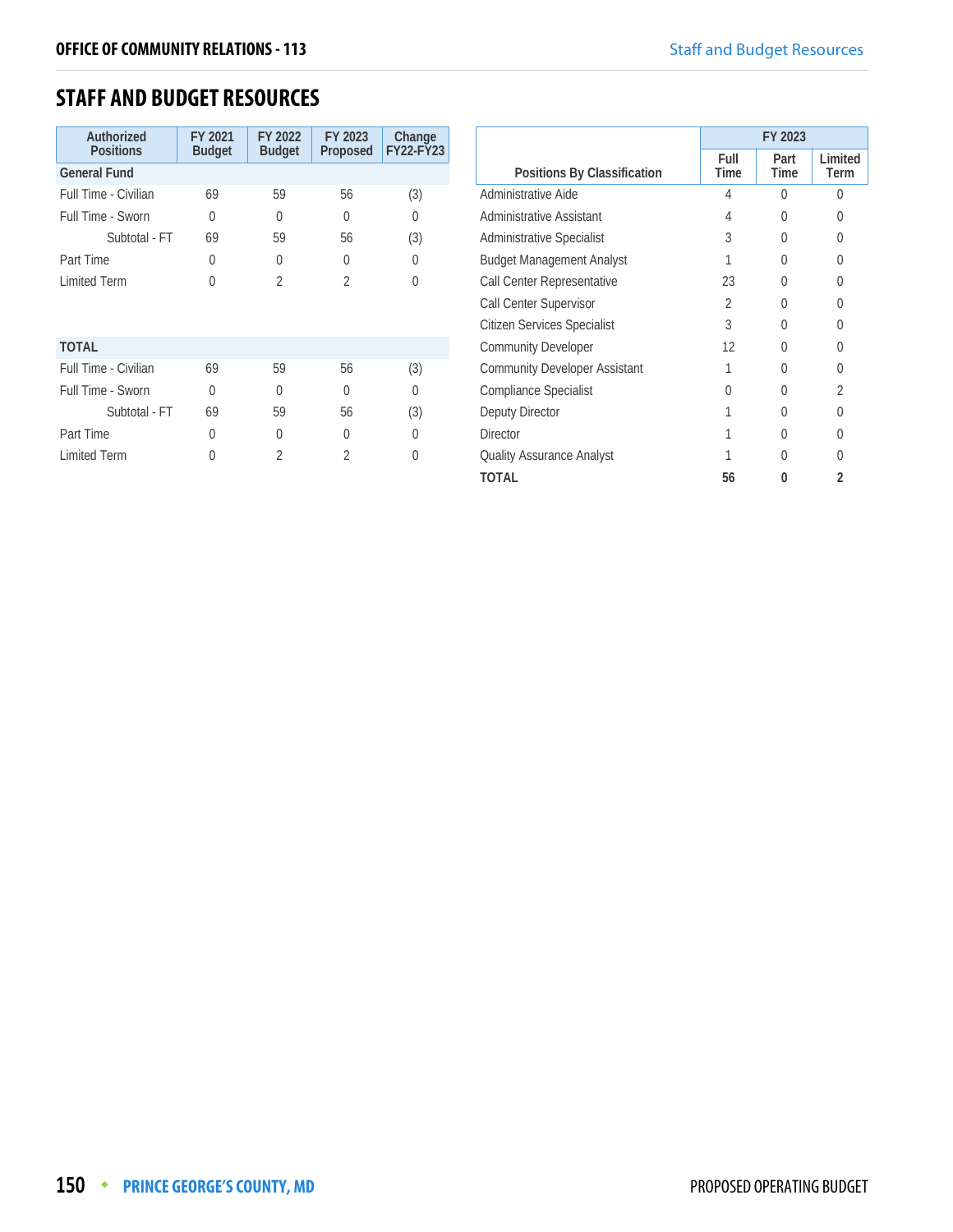## STAFF AND BUDGET RESOURCES

| Authorized Positions | FY 2021 Budget | FY 2022 Budget | FY 2023 Proposed | Change FY22-FY23 |
|---|---|---|---|---|
| **General Fund** | | | | |
| Full Time - Civilian | 69 | 59 | 56 | (3) |
| Full Time - Sworn | 0 | 0 | 0 | 0 |
| Subtotal - FT | 69 | 59 | 56 | (3) |
| Part Time | 0 | 0 | 0 | 0 |
| Limited Term | 0 | 2 | 2 | 0 |
| **TOTAL** | | | | |
| Full Time - Civilian | 69 | 59 | 56 | (3) |
| Full Time - Sworn | 0 | 0 | 0 | 0 |
| Subtotal - FT | 69 | 59 | 56 | (3) |
| Part Time | 0 | 0 | 0 | 0 |
| Limited Term | 0 | 2 | 2 | 0 |

| Positions By Classification | FY 2023 | | |
|---|---|---|---|
| | Full Time | Part Time | Limited Term |
| Administrative Aide | 4 | 0 | 0 |
| Administrative Assistant | 4 | 0 | 0 |
| Administrative Specialist | 3 | 0 | 0 |
| Budget Management Analyst | 1 | 0 | 0 |
| Call Center Representative | 23 | 0 | 0 |
| Call Center Supervisor | 2 | 0 | 0 |
| Citizen Services Specialist | 3 | 0 | 0 |
| Community Developer | 12 | 0 | 0 |
| Community Developer Assistant | 1 | 0 | 0 |
| Compliance Specialist | 0 | 0 | 2 |
| Deputy Director | 1 | 0 | 0 |
| Director | 1 | 0 | 0 |
| Quality Assurance Analyst | 1 | 0 | 0 |
| **TOTAL** | **56** | **0** | **2** |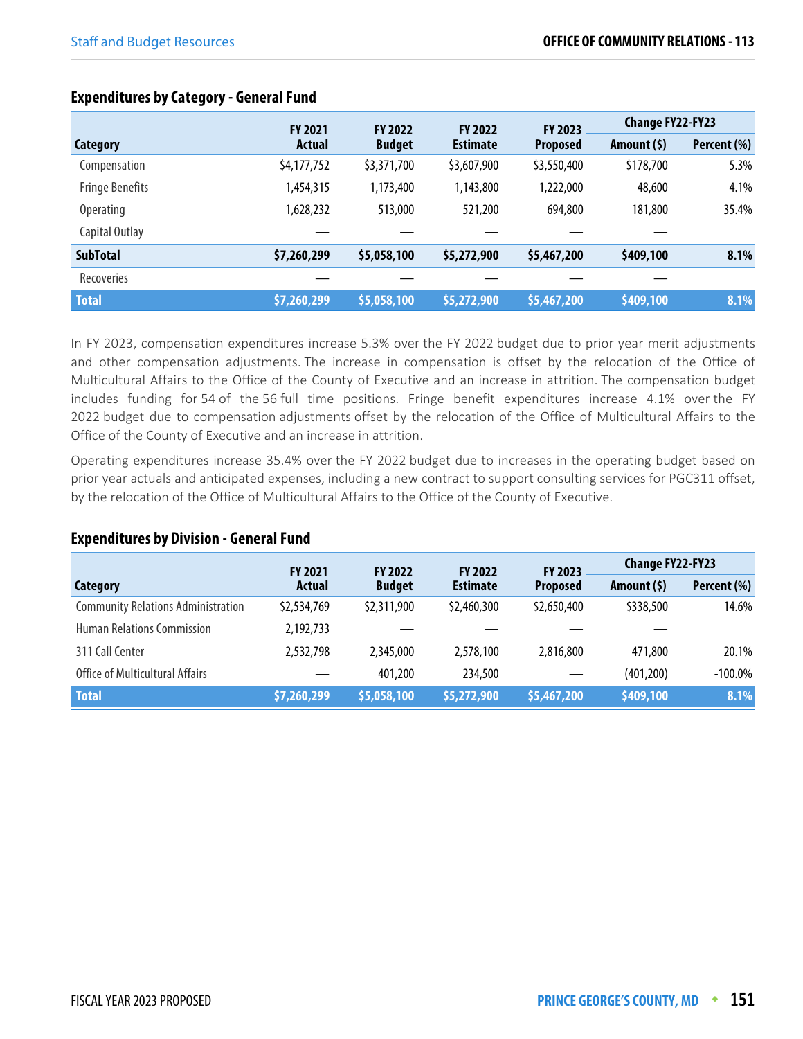### Expenditures by Category - General Fund

| Category | FY 2021 Actual | FY 2022 Budget | FY 2022 Estimate | FY 2023 Proposed | Change FY22-FY23 | |
|---|---|---|---|---|---|---|
| | | | | | Amount ($) | Percent (%) |
| Compensation | $4,177,752 | $3,371,700 | $3,607,900 | $3,550,400 | $178,700 | 5.3% |
| Fringe Benefits | 1,454,315 | 1,173,400 | 1,143,800 | 1,222,000 | 48,600 | 4.1% |
| Operating | 1,628,232 | 513,000 | 521,200 | 694,800 | 181,800 | 35.4% |
| Capital Outlay | — | — | — | — | — | |
| **SubTotal** | **$7,260,299** | **$5,058,100** | **$5,272,900** | **$5,467,200** | **$409,100** | **8.1%** |
| Recoveries | — | — | — | — | — | |
| **Total** | **$7,260,299** | **$5,058,100** | **$5,272,900** | **$5,467,200** | **$409,100** | **8.1%** |

In FY 2023, compensation expenditures increase 5.3% over the FY 2022 budget due to prior year merit adjustments and other compensation adjustments. The increase in compensation is offset by the relocation of the Office of Multicultural Affairs to the Office of the County of Executive and an increase in attrition. The compensation budget includes funding for 54 of the 56 full time positions. Fringe benefit expenditures increase 4.1% over the FY 2022 budget due to compensation adjustments offset by the relocation of the Office of Multicultural Affairs to the Office of the County of Executive and an increase in attrition.

Operating expenditures increase 35.4% over the FY 2022 budget due to increases in the operating budget based on prior year actuals and anticipated expenses, including a new contract to support consulting services for PGC311 offset, by the relocation of the Office of Multicultural Affairs to the Office of the County of Executive.

### Expenditures by Division - General Fund

| Category | FY 2021 Actual | FY 2022 Budget | FY 2022 Estimate | FY 2023 Proposed | Change FY22-FY23 | |
|---|---|---|---|---|---|---|
| | | | | | Amount ($) | Percent (%) |
| Community Relations Administration | $2,534,769 | $2,311,900 | $2,460,300 | $2,650,400 | $338,500 | 14.6% |
| Human Relations Commission | 2,192,733 | — | — | — | — | |
| 311 Call Center | 2,532,798 | 2,345,000 | 2,578,100 | 2,816,800 | 471,800 | 20.1% |
| Office of Multicultural Affairs | — | 401,200 | 234,500 | — | (401,200) | -100.0% |
| **Total** | **$7,260,299** | **$5,058,100** | **$5,272,900** | **$5,467,200** | **$409,100** | **8.1%** |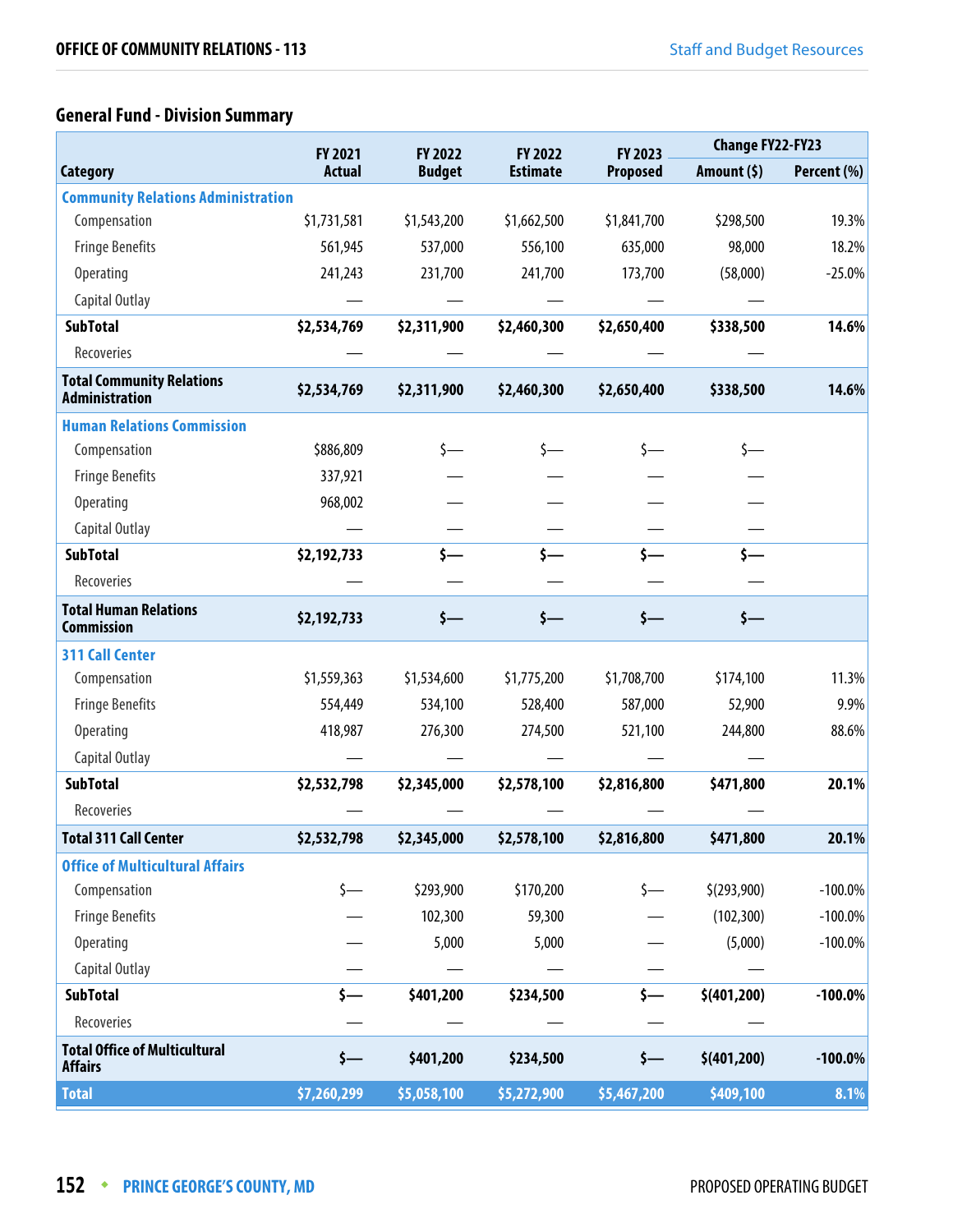## General Fund - Division Summary

| Category | FY 2021 Actual | FY 2022 Budget | FY 2022 Estimate | FY 2023 Proposed | Change FY22-FY23 | |
|---|---|---|---|---|---|---|
| | | | | | Amount ($) | Percent (%) |
| **Community Relations Administration** | | | | | | |
| Compensation | $1,731,581 | $1,543,200 | $1,662,500 | $1,841,700 | $298,500 | 19.3% |
| Fringe Benefits | 561,945 | 537,000 | 556,100 | 635,000 | 98,000 | 18.2% |
| Operating | 241,243 | 231,700 | 241,700 | 173,700 | (58,000) | -25.0% |
| Capital Outlay | — | — | — | — | — | |
| **SubTotal** | **$2,534,769** | **$2,311,900** | **$2,460,300** | **$2,650,400** | **$338,500** | **14.6%** |
| Recoveries | — | — | — | — | — | |
| **Total Community Relations Administration** | **$2,534,769** | **$2,311,900** | **$2,460,300** | **$2,650,400** | **$338,500** | **14.6%** |
| **Human Relations Commission** | | | | | | |
| Compensation | $886,809 | $— | $— | $— | $— | |
| Fringe Benefits | 337,921 | — | — | — | — | |
| Operating | 968,002 | — | — | — | — | |
| Capital Outlay | — | — | — | — | — | |
| **SubTotal** | **$2,192,733** | **$—** | **$—** | **$—** | **$—** | |
| Recoveries | — | — | — | — | — | |
| **Total Human Relations Commission** | **$2,192,733** | **$—** | **$—** | **$—** | **$—** | |
| **311 Call Center** | | | | | | |
| Compensation | $1,559,363 | $1,534,600 | $1,775,200 | $1,708,700 | $174,100 | 11.3% |
| Fringe Benefits | 554,449 | 534,100 | 528,400 | 587,000 | 52,900 | 9.9% |
| Operating | 418,987 | 276,300 | 274,500 | 521,100 | 244,800 | 88.6% |
| Capital Outlay | — | — | — | — | — | |
| **SubTotal** | **$2,532,798** | **$2,345,000** | **$2,578,100** | **$2,816,800** | **$471,800** | **20.1%** |
| Recoveries | — | — | — | — | — | |
| **Total 311 Call Center** | **$2,532,798** | **$2,345,000** | **$2,578,100** | **$2,816,800** | **$471,800** | **20.1%** |
| **Office of Multicultural Affairs** | | | | | | |
| Compensation | $— | $293,900 | $170,200 | $— | $(293,900) | -100.0% |
| Fringe Benefits | — | 102,300 | 59,300 | — | (102,300) | -100.0% |
| Operating | — | 5,000 | 5,000 | — | (5,000) | -100.0% |
| Capital Outlay | — | — | — | — | — | |
| **SubTotal** | **$—** | **$401,200** | **$234,500** | **$—** | **$(401,200)** | **-100.0%** |
| Recoveries | — | — | — | — | — | |
| **Total Office of Multicultural Affairs** | **$—** | **$401,200** | **$234,500** | **$—** | **$(401,200)** | **-100.0%** |
| **Total** | **$7,260,299** | **$5,058,100** | **$5,272,900** | **$5,467,200** | **$409,100** | **8.1%** |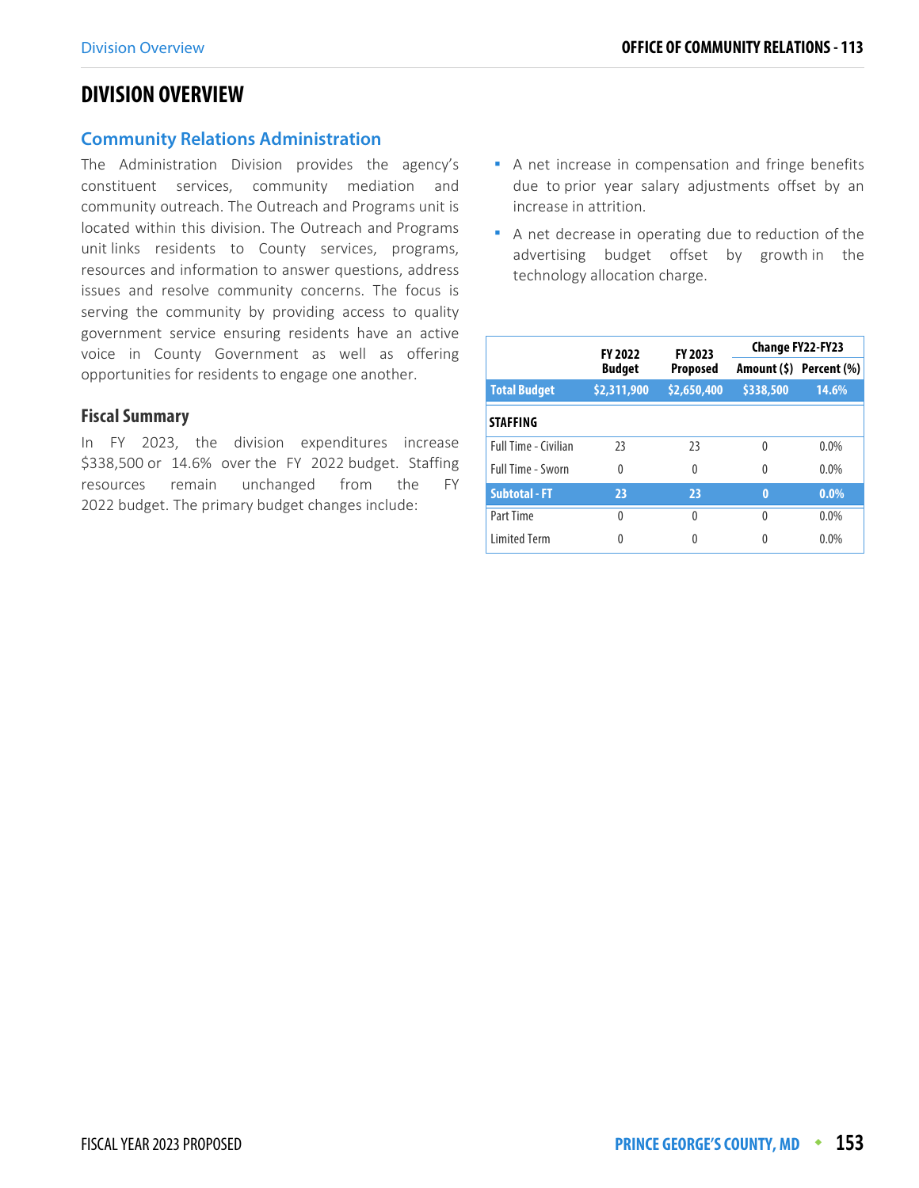# DIVISION OVERVIEW

## Community Relations Administration

The Administration Division provides the agency's constituent services, community mediation and community outreach. The Outreach and Programs unit is located within this division. The Outreach and Programs unit links residents to County services, programs, resources and information to answer questions, address issues and resolve community concerns. The focus is serving the community by providing access to quality government service ensuring residents have an active voice in County Government as well as offering opportunities for residents to engage one another.

### Fiscal Summary

In FY 2023, the division expenditures increase $338,500 or 14.6% over the FY 2022 budget. Staffing resources remain unchanged from the FY 2022 budget. The primary budget changes include:

- A net increase in compensation and fringe benefits due to prior year salary adjustments offset by an increase in attrition.
- A net decrease in operating due to reduction of the advertising budget offset by growth in the technology allocation charge.

| | FY 2022 Budget | FY 2023 Proposed | Change FY22-FY23 | |
|---|---|---|---|---|
| | | | Amount ($) | Percent (%) |
| **Total Budget** | **$2,311,900** | **$2,650,400** | **$338,500** | **14.6%** |
| **STAFFING** | | | | |
| Full Time - Civilian | 23 | 23 | 0 | 0.0% |
| Full Time - Sworn | 0 | 0 | 0 | 0.0% |
| **Subtotal - FT** | **23** | **23** | **0** | **0.0%** |
| Part Time | 0 | 0 | 0 | 0.0% |
| Limited Term | 0 | 0 | 0 | 0.0% |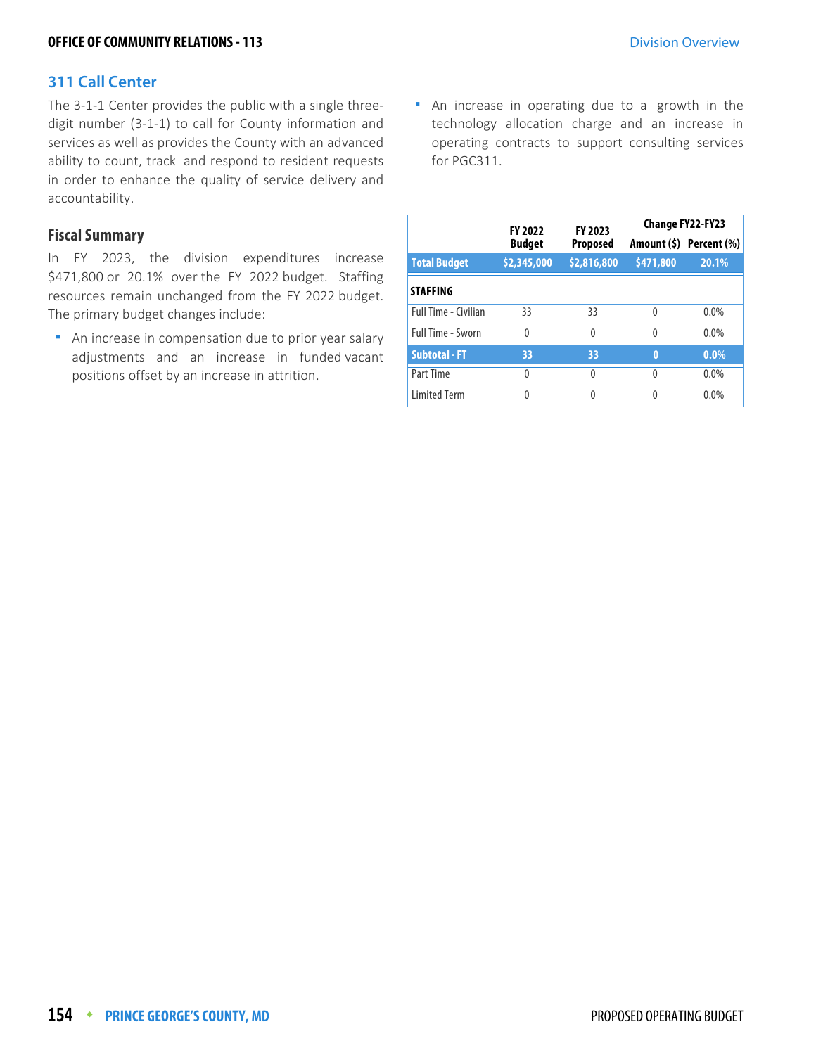## 311 Call Center

The 3-1-1 Center provides the public with a single three-digit number (3-1-1) to call for County information and services as well as provides the County with an advanced ability to count, track and respond to resident requests in order to enhance the quality of service delivery and accountability.

### Fiscal Summary

In FY 2023, the division expenditures increase $471,800 or 20.1% over the FY 2022 budget. Staffing resources remain unchanged from the FY 2022 budget. The primary budget changes include:

- An increase in compensation due to prior year salary adjustments and an increase in funded vacant positions offset by an increase in attrition.
- An increase in operating due to a growth in the technology allocation charge and an increase in operating contracts to support consulting services for PGC311.

| | FY 2022 Budget | FY 2023 Proposed | Change FY22-FY23 | |
|---|---|---|---|---|
| | | | Amount ($) | Percent (%) |
| **Total Budget** | **$2,345,000** | **$2,816,800** | **$471,800** | **20.1%** |
| **STAFFING** | | | | |
| Full Time - Civilian | 33 | 33 | 0 | 0.0% |
| Full Time - Sworn | 0 | 0 | 0 | 0.0% |
| **Subtotal - FT** | **33** | **33** | **0** | **0.0%** |
| Part Time | 0 | 0 | 0 | 0.0% |
| Limited Term | 0 | 0 | 0 | 0.0% |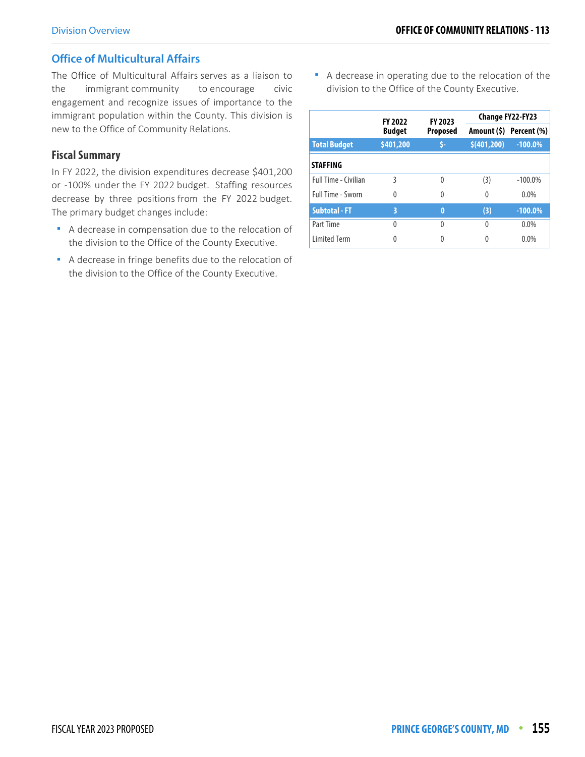## Office of Multicultural Affairs

The Office of Multicultural Affairs serves as a liaison to the immigrant community to encourage civic engagement and recognize issues of importance to the immigrant population within the County. This division is new to the Office of Community Relations.

### Fiscal Summary

In FY 2022, the division expenditures decrease $401,200 or -100% under the FY 2022 budget. Staffing resources decrease by three positions from the FY 2022 budget. The primary budget changes include:

- A decrease in compensation due to the relocation of the division to the Office of the County Executive.
- A decrease in fringe benefits due to the relocation of the division to the Office of the County Executive.
- A decrease in operating due to the relocation of the division to the Office of the County Executive.

| | FY 2022 Budget | FY 2023 Proposed | Change FY22-FY23 | |
|---|---|---|---|---|
| | | | Amount ($) | Percent (%) |
| **Total Budget** | **$401,200** | **$-** | **$(401,200)** | **-100.0%** |
| **STAFFING** | | | | |
| Full Time - Civilian | 3 | 0 | (3) | -100.0% |
| Full Time - Sworn | 0 | 0 | 0 | 0.0% |
| **Subtotal - FT** | **3** | **0** | **(3)** | **-100.0%** |
| Part Time | 0 | 0 | 0 | 0.0% |
| Limited Term | 0 | 0 | 0 | 0.0% |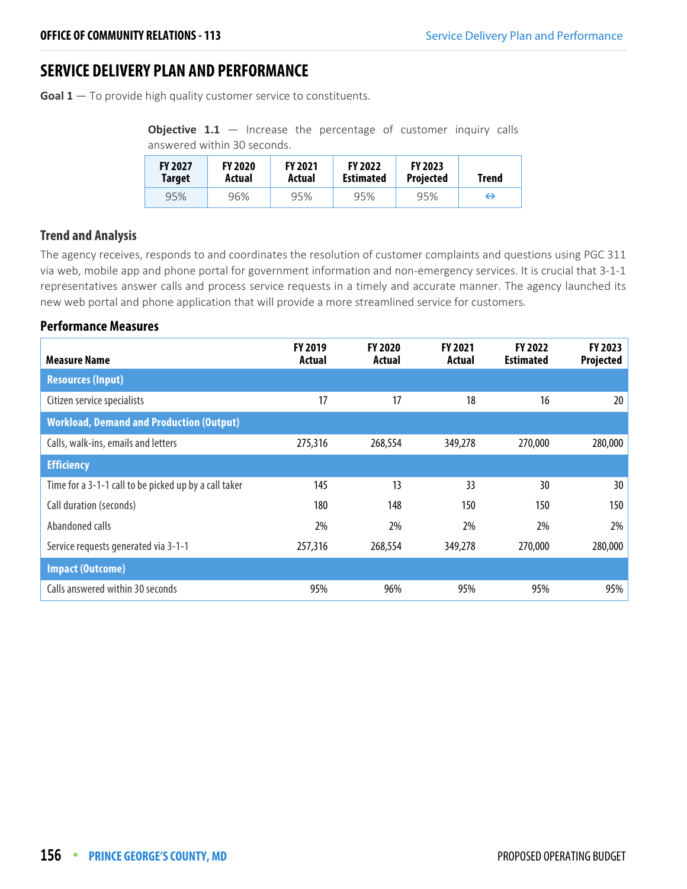## SERVICE DELIVERY PLAN AND PERFORMANCE

**Goal 1** — To provide high quality customer service to constituents.

**Objective 1.1** — Increase the percentage of customer inquiry calls answered within 30 seconds.

| FY 2027 Target | FY 2020 Actual | FY 2021 Actual | FY 2022 Estimated | FY 2023 Projected | Trend |
|---|---|---|---|---|---|
| 95% | 96% | 95% | 95% | 95% | ⇔ |

### Trend and Analysis

The agency receives, responds to and coordinates the resolution of customer complaints and questions using PGC 311 via web, mobile app and phone portal for government information and non-emergency services. It is crucial that 3-1-1 representatives answer calls and process service requests in a timely and accurate manner. The agency launched its new web portal and phone application that will provide a more streamlined service for customers.

### Performance Measures

| Measure Name | FY 2019 Actual | FY 2020 Actual | FY 2021 Actual | FY 2022 Estimated | FY 2023 Projected |
|---|---|---|---|---|---|
| **Resources (Input)** | | | | | |
| Citizen service specialists | 17 | 17 | 18 | 16 | 20 |
| **Workload, Demand and Production (Output)** | | | | | |
| Calls, walk-ins, emails and letters | 275,316 | 268,554 | 349,278 | 270,000 | 280,000 |
| **Efficiency** | | | | | |
| Time for a 3-1-1 call to be picked up by a call taker | 145 | 13 | 33 | 30 | 30 |
| Call duration (seconds) | 180 | 148 | 150 | 150 | 150 |
| Abandoned calls | 2% | 2% | 2% | 2% | 2% |
| Service requests generated via 3-1-1 | 257,316 | 268,554 | 349,278 | 270,000 | 280,000 |
| **Impact (Outcome)** | | | | | |
| Calls answered within 30 seconds | 95% | 96% | 95% | 95% | 95% |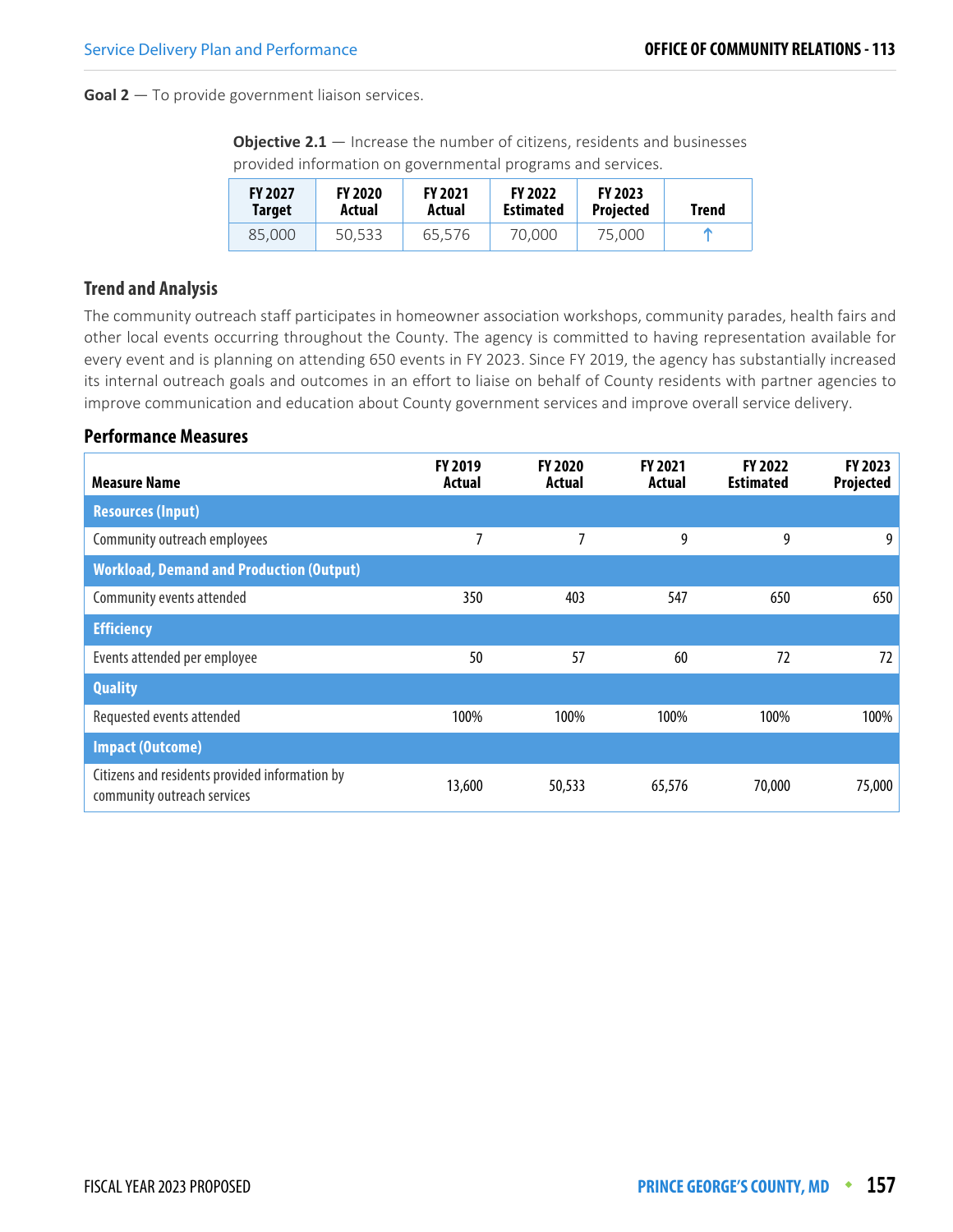**Goal 2** — To provide government liaison services.

**Objective 2.1** — Increase the number of citizens, residents and businesses provided information on governmental programs and services.

| FY 2027 Target | FY 2020 Actual | FY 2021 Actual | FY 2022 Estimated | FY 2023 Projected | Trend |
|---|---|---|---|---|---|
| 85,000 | 50,533 | 65,576 | 70,000 | 75,000 | ↑ |

### Trend and Analysis

The community outreach staff participates in homeowner association workshops, community parades, health fairs and other local events occurring throughout the County. The agency is committed to having representation available for every event and is planning on attending 650 events in FY 2023. Since FY 2019, the agency has substantially increased its internal outreach goals and outcomes in an effort to liaise on behalf of County residents with partner agencies to improve communication and education about County government services and improve overall service delivery.

### Performance Measures

| Measure Name | FY 2019 Actual | FY 2020 Actual | FY 2021 Actual | FY 2022 Estimated | FY 2023 Projected |
|---|---|---|---|---|---|
| **Resources (Input)** | | | | | |
| Community outreach employees | 7 | 7 | 9 | 9 | 9 |
| **Workload, Demand and Production (Output)** | | | | | |
| Community events attended | 350 | 403 | 547 | 650 | 650 |
| **Efficiency** | | | | | |
| Events attended per employee | 50 | 57 | 60 | 72 | 72 |
| **Quality** | | | | | |
| Requested events attended | 100% | 100% | 100% | 100% | 100% |
| **Impact (Outcome)** | | | | | |
| Citizens and residents provided information by community outreach services | 13,600 | 50,533 | 65,576 | 70,000 | 75,000 |